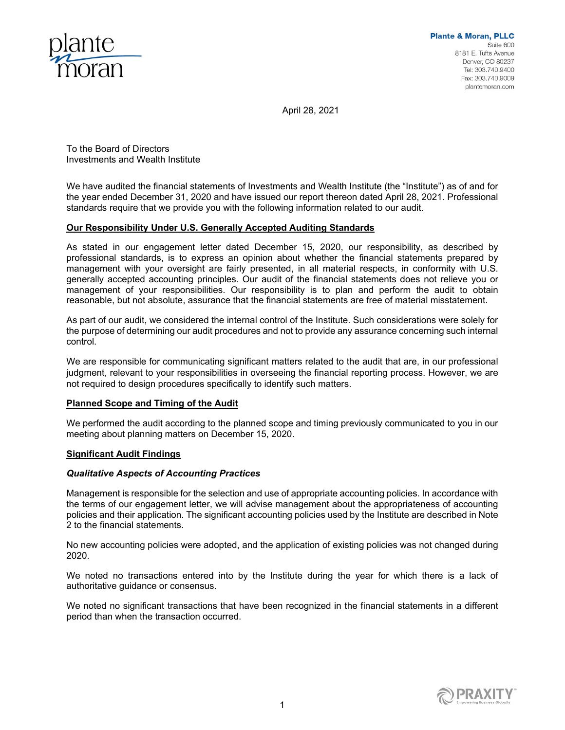**Plante & Moran, PLLC**
Suite 600
8181 E. Tufts Avenue
Denver, CO 80237
Tel: 303.740.9400
Fax: 303.740.9009
plantemoran.com

April 28, 2021

To the Board of Directors
Investments and Wealth Institute

We have audited the financial statements of Investments and Wealth Institute (the "Institute") as of and for the year ended December 31, 2020 and have issued our report thereon dated April 28, 2021. Professional standards require that we provide you with the following information related to our audit.

**Our Responsibility Under U.S. Generally Accepted Auditing Standards**

As stated in our engagement letter dated December 15, 2020, our responsibility, as described by professional standards, is to express an opinion about whether the financial statements prepared by management with your oversight are fairly presented, in all material respects, in conformity with U.S. generally accepted accounting principles. Our audit of the financial statements does not relieve you or management of your responsibilities. Our responsibility is to plan and perform the audit to obtain reasonable, but not absolute, assurance that the financial statements are free of material misstatement.

As part of our audit, we considered the internal control of the Institute. Such considerations were solely for the purpose of determining our audit procedures and not to provide any assurance concerning such internal control.

We are responsible for communicating significant matters related to the audit that are, in our professional judgment, relevant to your responsibilities in overseeing the financial reporting process. However, we are not required to design procedures specifically to identify such matters.

**Planned Scope and Timing of the Audit**

We performed the audit according to the planned scope and timing previously communicated to you in our meeting about planning matters on December 15, 2020.

**Significant Audit Findings**

***Qualitative Aspects of Accounting Practices***

Management is responsible for the selection and use of appropriate accounting policies. In accordance with the terms of our engagement letter, we will advise management about the appropriateness of accounting policies and their application. The significant accounting policies used by the Institute are described in Note 2 to the financial statements.

No new accounting policies were adopted, and the application of existing policies was not changed during 2020.

We noted no transactions entered into by the Institute during the year for which there is a lack of authoritative guidance or consensus.

We noted no significant transactions that have been recognized in the financial statements in a different period than when the transaction occurred.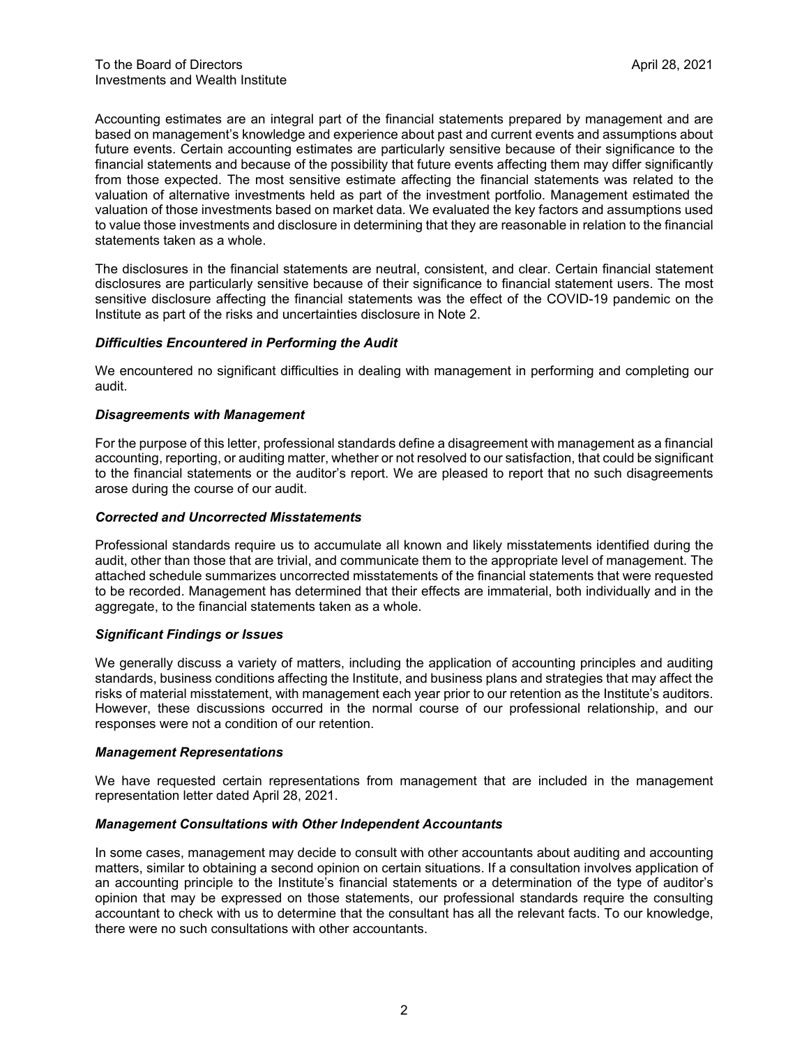To the Board of Directors
Investments and Wealth Institute

April 28, 2021

Accounting estimates are an integral part of the financial statements prepared by management and are based on management's knowledge and experience about past and current events and assumptions about future events. Certain accounting estimates are particularly sensitive because of their significance to the financial statements and because of the possibility that future events affecting them may differ significantly from those expected. The most sensitive estimate affecting the financial statements was related to the valuation of alternative investments held as part of the investment portfolio. Management estimated the valuation of those investments based on market data. We evaluated the key factors and assumptions used to value those investments and disclosure in determining that they are reasonable in relation to the financial statements taken as a whole.

The disclosures in the financial statements are neutral, consistent, and clear. Certain financial statement disclosures are particularly sensitive because of their significance to financial statement users. The most sensitive disclosure affecting the financial statements was the effect of the COVID-19 pandemic on the Institute as part of the risks and uncertainties disclosure in Note 2.

***Difficulties Encountered in Performing the Audit***

We encountered no significant difficulties in dealing with management in performing and completing our audit.

***Disagreements with Management***

For the purpose of this letter, professional standards define a disagreement with management as a financial accounting, reporting, or auditing matter, whether or not resolved to our satisfaction, that could be significant to the financial statements or the auditor's report. We are pleased to report that no such disagreements arose during the course of our audit.

***Corrected and Uncorrected Misstatements***

Professional standards require us to accumulate all known and likely misstatements identified during the audit, other than those that are trivial, and communicate them to the appropriate level of management. The attached schedule summarizes uncorrected misstatements of the financial statements that were requested to be recorded. Management has determined that their effects are immaterial, both individually and in the aggregate, to the financial statements taken as a whole.

***Significant Findings or Issues***

We generally discuss a variety of matters, including the application of accounting principles and auditing standards, business conditions affecting the Institute, and business plans and strategies that may affect the risks of material misstatement, with management each year prior to our retention as the Institute's auditors. However, these discussions occurred in the normal course of our professional relationship, and our responses were not a condition of our retention.

***Management Representations***

We have requested certain representations from management that are included in the management representation letter dated April 28, 2021.

***Management Consultations with Other Independent Accountants***

In some cases, management may decide to consult with other accountants about auditing and accounting matters, similar to obtaining a second opinion on certain situations. If a consultation involves application of an accounting principle to the Institute's financial statements or a determination of the type of auditor's opinion that may be expressed on those statements, our professional standards require the consulting accountant to check with us to determine that the consultant has all the relevant facts. To our knowledge, there were no such consultations with other accountants.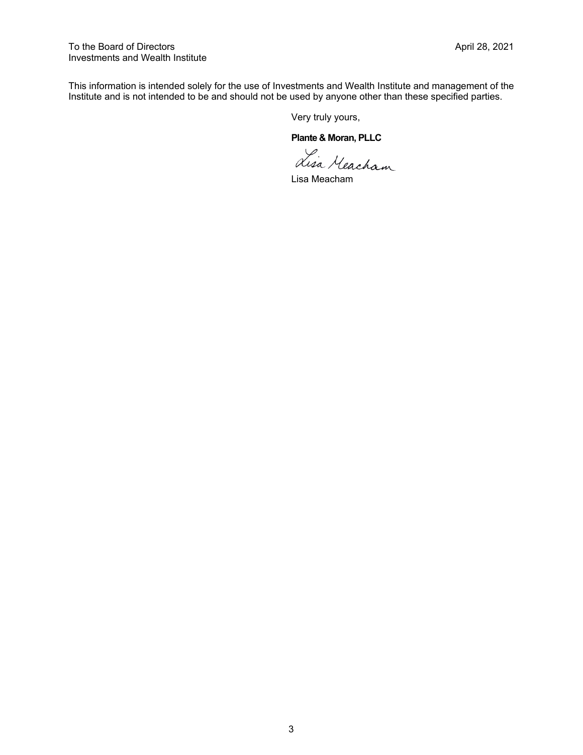To the Board of Directors
Investments and Wealth Institute

April 28, 2021

This information is intended solely for the use of Investments and Wealth Institute and management of the Institute and is not intended to be and should not be used by anyone other than these specified parties.

Very truly yours,

**Plante & Moran, PLLC**

Lisa Meacham

Lisa Meacham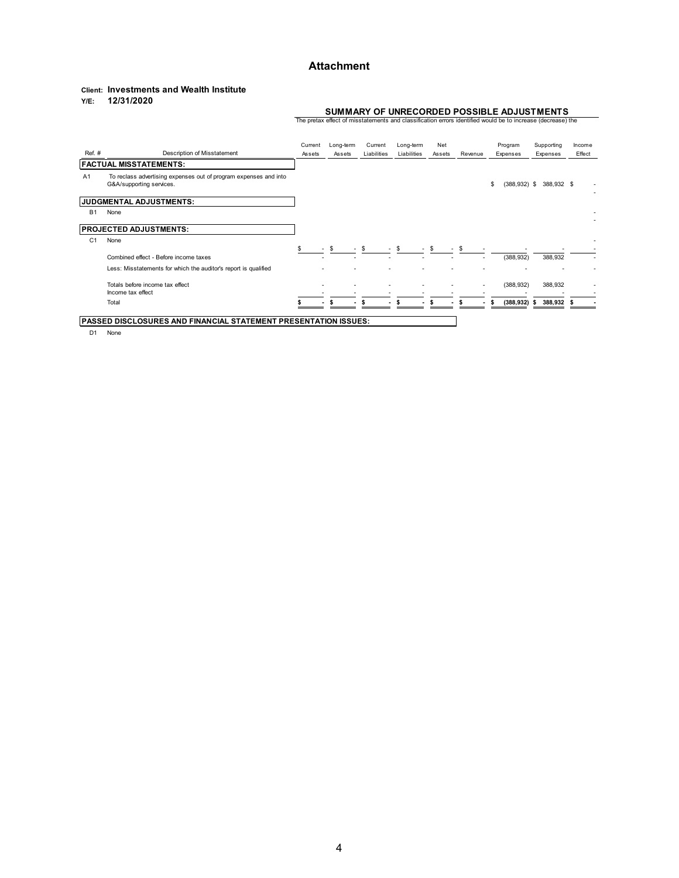# Attachment

**Client: Investments and Wealth Institute**
**Y/E: 12/31/2020**

## SUMMARY OF UNRECORDED POSSIBLE ADJUSTMENTS

The pretax effect of misstatements and classification errors identified would be to increase (decrease) the

| Ref. # | Description of Misstatement | Current Assets | Long-term Assets | Current Liabilities | Long-term Liabilities | Net Assets | Revenue | Program Expenses | Supporting Expenses | Income Effect |
|---|---|---|---|---|---|---|---|---|---|---|
| | **FACTUAL MISSTATEMENTS:** | | | | | | | | | |
| A1 | To reclass advertising expenses out of program expenses and into G&A/supporting services. | | | | | | | $ (388,932) | $ 388,932 | $ - |
| | | | | | | | | | | - |
| | **JUDGMENTAL ADJUSTMENTS:** | | | | | | | | | |
| B1 | None | | | | | | | | | - |
| | | | | | | | | | | - |
| | **PROJECTED ADJUSTMENTS:** | | | | | | | | | |
| C1 | None | | | | | | | | | - |
| | | $ - | $ - | $ - | $ - | $ - | $ - | - | - | - |
| | Combined effect - Before income taxes | - | - | - | - | - | - | (388,932) | 388,932 | - |
| | Less: Misstatements for which the auditor's report is qualified | - | - | - | - | - | - | - | - | - |
| | Totals before income tax effect | - | - | - | - | - | - | (388,932) | 388,932 | - |
| | Income tax effect | - | - | - | - | - | - | - | - | - |
| | Total | **$ -** | **$ -** | **$ -** | **$ -** | **$ -** | **$ -** | **$ (388,932)** | **$ 388,932** | **$ -** |

**PASSED DISCLOSURES AND FINANCIAL STATEMENT PRESENTATION ISSUES:**

D1 None